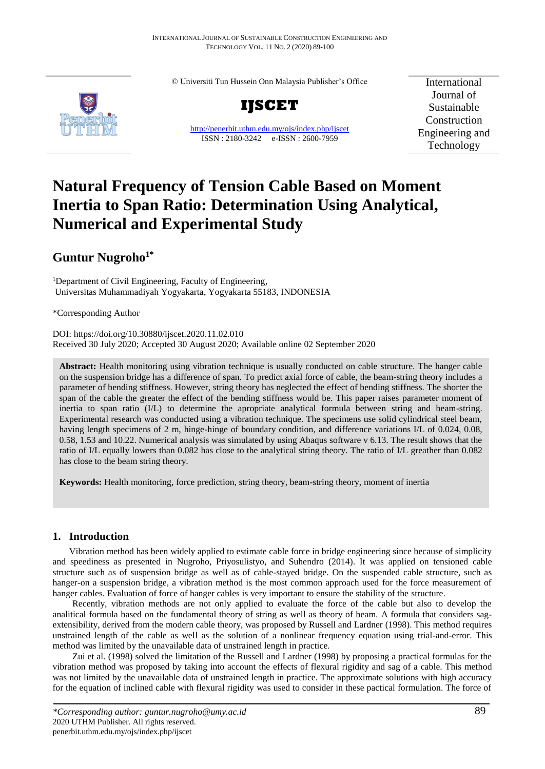© Universiti Tun Hussein Onn Malaysia Publisher's Office

**IJSCET**

http://penerbit.uthm.edu.my/ojs/index.php/ijscet

ISSN : 2180-3242 e-ISSN : 2600-7959

International Journal of Sustainable Construction Engineering and Technology

# Natural Frequency of Tension Cable Based on Moment Inertia to Span Ratio: Determination Using Analytical, Numerical and Experimental Study

## Guntur Nugroho[1*]

[1]Department of Civil Engineering, Faculty of Engineering, Universitas Muhammadiyah Yogyakarta, Yogyakarta 55183, INDONESIA

*Corresponding Author

DOI: https://doi.org/10.30880/ijscet.2020.11.02.010

Received 30 July 2020; Accepted 30 August 2020; Available online 02 September 2020

**Abstract:** Health monitoring using vibration technique is usually conducted on cable structure. The hanger cable on the suspension bridge has a difference of span. To predict axial force of cable, the beam-string theory includes a parameter of bending stiffness. However, string theory has neglected the effect of bending stiffness. The shorter the span of the cable the greater the effect of the bending stiffness would be. This paper raises parameter moment of inertia to span ratio (I/L) to determine the apropriate analytical formula between string and beam-string. Experimental research was conducted using a vibration technique. The specimens use solid cylindrical steel beam, having length specimens of 2 m, hinge-hinge of boundary condition, and difference variations I/L of 0.024, 0.08, 0.58, 1.53 and 10.22. Numerical analysis was simulated by using Abaqus software v 6.13. The result shows that the ratio of I/L equally lowers than 0.082 has close to the analytical string theory. The ratio of I/L greather than 0.082 has close to the beam string theory.

**Keywords:** Health monitoring, force prediction, string theory, beam-string theory, moment of inertia

## 1. Introduction

Vibration method has been widely applied to estimate cable force in bridge engineering since because of simplicity and speediness as presented in Nugroho, Priyosulistyo, and Suhendro (2014). It was applied on tensioned cable structure such as of suspension bridge as well as of cable-stayed bridge. On the suspended cable structure, such as hanger-on a suspension bridge, a vibration method is the most common approach used for the force measurement of hanger cables. Evaluation of force of hanger cables is very important to ensure the stability of the structure.

Recently, vibration methods are not only applied to evaluate the force of the cable but also to develop the analitical formula based on the fundamental theory of string as well as theory of beam. A formula that considers sag-extensibility, derived from the modern cable theory, was proposed by Russell and Lardner (1998). This method requires unstrained length of the cable as well as the solution of a nonlinear frequency equation using trial-and-error. This method was limited by the unavailable data of unstrained length in practice.

Zui et al. (1998) solved the limitation of the Russell and Lardner (1998) by proposing a practical formulas for the vibration method was proposed by taking into account the effects of flexural rigidity and sag of a cable. This method was not limited by the unavailable data of unstrained length in practice. The approximate solutions with high accuracy for the equation of inclined cable with flexural rigidity was used to consider in these pactical formulation. The force of

*\*Corresponding author: guntur.nugroho@umy.ac.id*
2020 UTHM Publisher. All rights reserved.
penerbit.uthm.edu.my/ojs/index.php/ijscet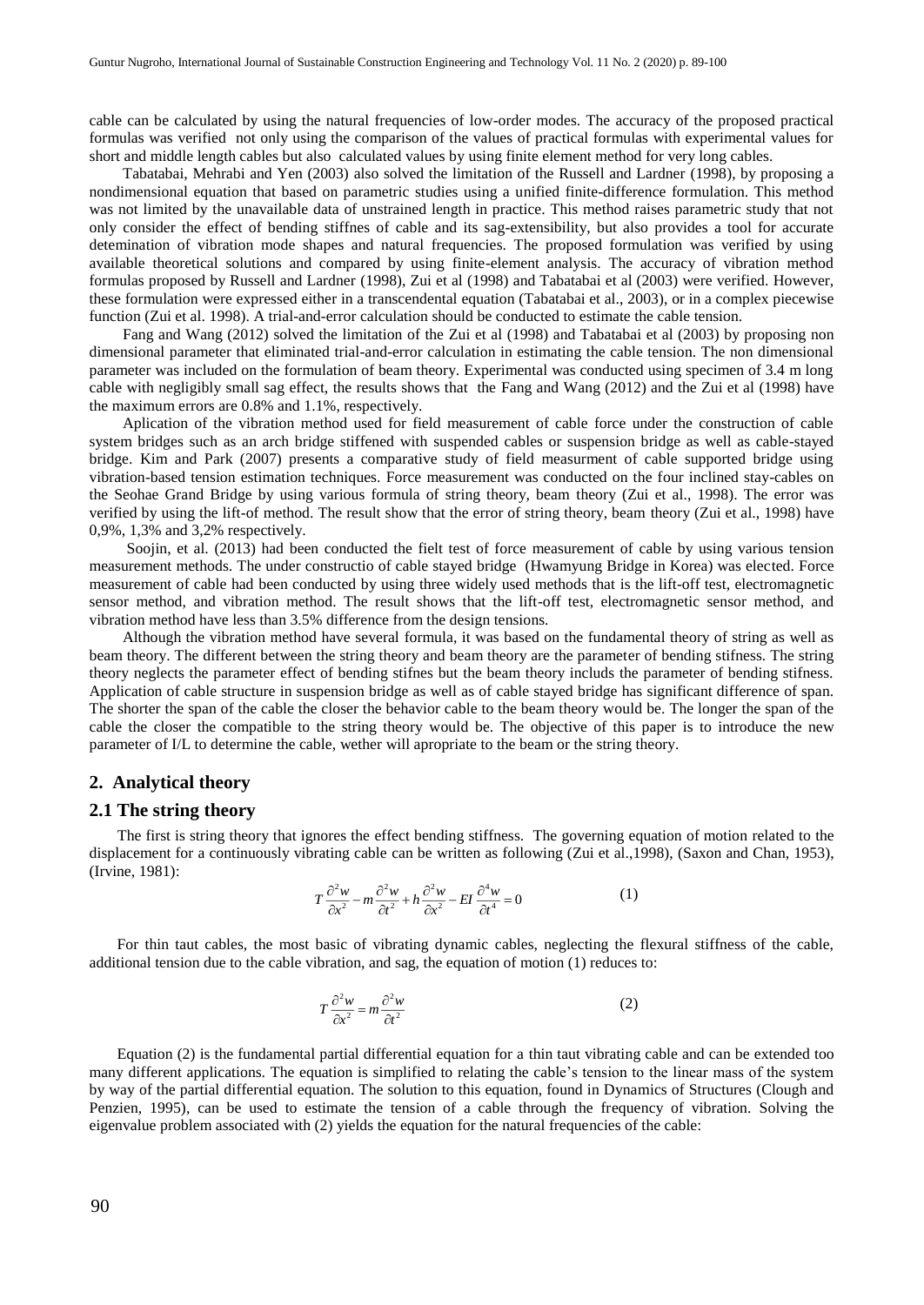cable can be calculated by using the natural frequencies of low-order modes. The accuracy of the proposed practical formulas was verified not only using the comparison of the values of practical formulas with experimental values for short and middle length cables but also calculated values by using finite element method for very long cables.

Tabatabai, Mehrabi and Yen (2003) also solved the limitation of the Russell and Lardner (1998), by proposing a nondimensional equation that based on parametric studies using a unified finite-difference formulation. This method was not limited by the unavailable data of unstrained length in practice. This method raises parametric study that not only consider the effect of bending stiffnes of cable and its sag-extensibility, but also provides a tool for accurate detemination of vibration mode shapes and natural frequencies. The proposed formulation was verified by using available theoretical solutions and compared by using finite-element analysis. The accuracy of vibration method formulas proposed by Russell and Lardner (1998), Zui et al (1998) and Tabatabai et al (2003) were verified. However, these formulation were expressed either in a transcendental equation (Tabatabai et al., 2003), or in a complex piecewise function (Zui et al. 1998). A trial-and-error calculation should be conducted to estimate the cable tension.

Fang and Wang (2012) solved the limitation of the Zui et al (1998) and Tabatabai et al (2003) by proposing non dimensional parameter that eliminated trial-and-error calculation in estimating the cable tension. The non dimensional parameter was included on the formulation of beam theory. Experimental was conducted using specimen of 3.4 m long cable with negligibly small sag effect, the results shows that the Fang and Wang (2012) and the Zui et al (1998) have the maximum errors are 0.8% and 1.1%, respectively.

Aplication of the vibration method used for field measurement of cable force under the construction of cable system bridges such as an arch bridge stiffened with suspended cables or suspension bridge as well as cable-stayed bridge. Kim and Park (2007) presents a comparative study of field measurment of cable supported bridge using vibration-based tension estimation techniques. Force measurement was conducted on the four inclined stay-cables on the Seohae Grand Bridge by using various formula of string theory, beam theory (Zui et al., 1998). The error was verified by using the lift-of method. The result show that the error of string theory, beam theory (Zui et al., 1998) have 0,9%, 1,3% and 3,2% respectively.

Soojin, et al. (2013) had been conducted the fielt test of force measurement of cable by using various tension measurement methods. The under constructio of cable stayed bridge (Hwamyung Bridge in Korea) was elected. Force measurement of cable had been conducted by using three widely used methods that is the lift-off test, electromagnetic sensor method, and vibration method. The result shows that the lift-off test, electromagnetic sensor method, and vibration method have less than 3.5% difference from the design tensions.

Although the vibration method have several formula, it was based on the fundamental theory of string as well as beam theory. The different between the string theory and beam theory are the parameter of bending stifness. The string theory neglects the parameter effect of bending stifnes but the beam theory includs the parameter of bending stifness. Application of cable structure in suspension bridge as well as of cable stayed bridge has significant difference of span. The shorter the span of the cable the closer the behavior cable to the beam theory would be. The longer the span of the cable the closer the compatible to the string theory would be. The objective of this paper is to introduce the new parameter of I/L to determine the cable, wether will apropriate to the beam or the string theory.

## 2. Analytical theory

### 2.1 The string theory

The first is string theory that ignores the effect bending stiffness. The governing equation of motion related to the displacement for a continuously vibrating cable can be written as following (Zui et al.,1998), (Saxon and Chan, 1953), (Irvine, 1981):

$$T\frac{\partial^2 w}{\partial x^2} - m\frac{\partial^2 w}{\partial t^2} + h\frac{\partial^2 w}{\partial x^2} - EI\frac{\partial^4 w}{\partial t^4} = 0 \tag{1}$$

For thin taut cables, the most basic of vibrating dynamic cables, neglecting the flexural stiffness of the cable, additional tension due to the cable vibration, and sag, the equation of motion (1) reduces to:

$$T\frac{\partial^2 w}{\partial x^2} = m\frac{\partial^2 w}{\partial t^2} \tag{2}$$

Equation (2) is the fundamental partial differential equation for a thin taut vibrating cable and can be extended too many different applications. The equation is simplified to relating the cable's tension to the linear mass of the system by way of the partial differential equation. The solution to this equation, found in Dynamics of Structures (Clough and Penzien, 1995), can be used to estimate the tension of a cable through the frequency of vibration. Solving the eigenvalue problem associated with (2) yields the equation for the natural frequencies of the cable: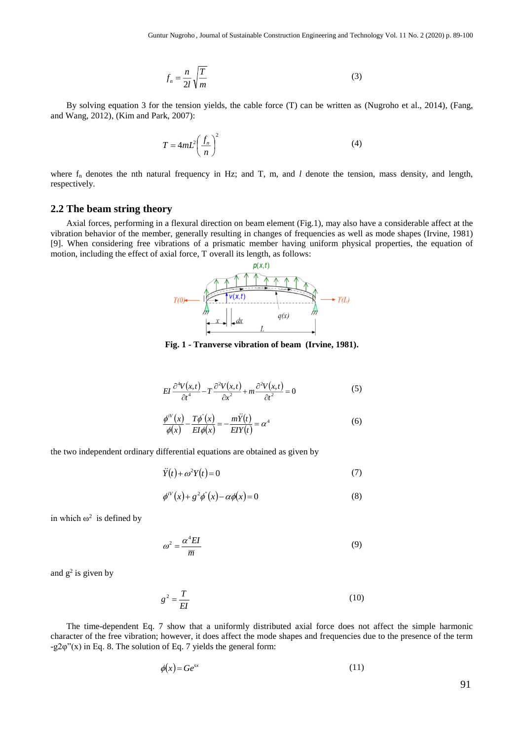$$f_n = \frac{n}{2l}\sqrt{\frac{T}{m}} \tag{3}$$

By solving equation 3 for the tension yields, the cable force (T) can be written as (Nugroho et al., 2014), (Fang, and Wang, 2012), (Kim and Park, 2007):

$$T = 4mL^2\left(\frac{f_n}{n}\right)^2 \tag{4}$$

where $f_n$ denotes the nth natural frequency in Hz; and T, m, and $l$ denote the tension, mass density, and length, respectively.

## 2.2 The beam string theory

Axial forces, performing in a flexural direction on beam element (Fig.1), may also have a considerable affect at the vibration behavior of the member, generally resulting in changes of frequencies as well as mode shapes (Irvine, 1981) [9]. When considering free vibrations of a prismatic member having uniform physical properties, the equation of motion, including the effect of axial force, T overall its length, as follows:

**Fig. 1 - Tranverse vibration of beam (Irvine, 1981).**

$$EI\frac{\partial^4 V(x,t)}{\partial t^4} - T\frac{\partial^2 V(x,t)}{\partial x^2} + m\frac{\partial^2 V(x,t)}{\partial t^2} = 0 \tag{5}$$

$$\frac{\phi^{iV}(x)}{\phi(x)} - \frac{T\phi''(x)}{EI\phi(x)} = -\frac{m\ddot{Y}(t)}{EIY(t)} = \alpha^4 \tag{6}$$

the two independent ordinary differential equations are obtained as given by

$$\ddot{Y}(t) + \omega^2 Y(t) = 0 \tag{7}$$

$$\phi^{iV}(x) + g^2\phi''(x) - \alpha\phi(x) = 0 \tag{8}$$

in which $\omega^2$ is defined by

$$\omega^2 = \frac{\alpha^4 EI}{\overline{m}} \tag{9}$$

and $g^2$ is given by

$$g^2 = \frac{T}{EI} \tag{10}$$

The time-dependent Eq. 7 show that a uniformly distributed axial force does not affect the simple harmonic character of the free vibration; however, it does affect the mode shapes and frequencies due to the presence of the term $-g2\varphi''(x)$ in Eq. 8. The solution of Eq. 7 yields the general form:

$$\phi(x) = Ge^{sx} \tag{11}$$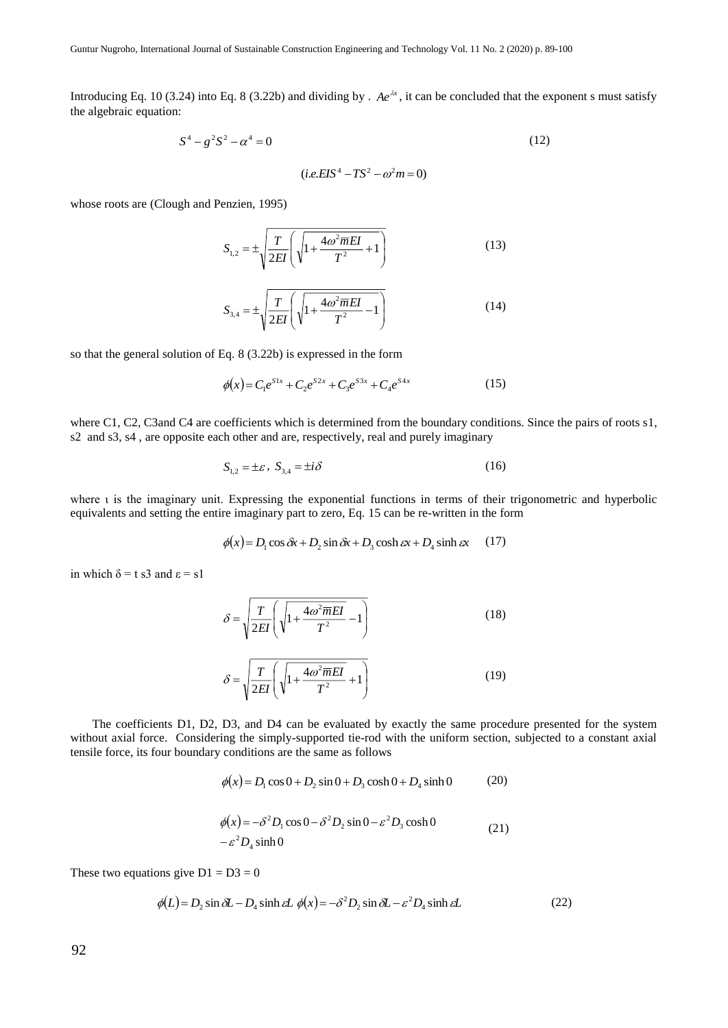Introducing Eq. 10 (3.24) into Eq. 8 (3.22b) and dividing by . $Ae^{\lambda x}$, it can be concluded that the exponent s must satisfy the algebraic equation:

$$S^4 - g^2 S^2 - \alpha^4 = 0 \tag{12}$$

$$(i.e. EIS^4 - TS^2 - \omega^2 m = 0)$$

whose roots are (Clough and Penzien, 1995)

$$S_{1,2} = \pm\sqrt{\frac{T}{2EI}\left(\sqrt{1+\frac{4\omega^2 \overline{m} EI}{T^2}}+1\right)} \tag{13}$$

$$S_{3,4} = \pm\sqrt{\frac{T}{2EI}\left(\sqrt{1+\frac{4\omega^2 \overline{m} EI}{T^2}}-1\right)} \tag{14}$$

so that the general solution of Eq. 8 (3.22b) is expressed in the form

$$\phi(x) = C_1 e^{S1x} + C_2 e^{S2x} + C_3 e^{S3x} + C_4 e^{S4x} \tag{15}$$

where C1, C2, C3and C4 are coefficients which is determined from the boundary conditions. Since the pairs of roots s1, s2 and s3, s4 , are opposite each other and are, respectively, real and purely imaginary

$$S_{1,2} = \pm\varepsilon,\ S_{3,4} = \pm i\delta \tag{16}$$

where ι is the imaginary unit. Expressing the exponential functions in terms of their trigonometric and hyperbolic equivalents and setting the entire imaginary part to zero, Eq. 15 can be re-written in the form

$$\phi(x) = D_1 \cos\delta x + D_2 \sin\delta x + D_3 \cosh\varepsilon x + D_4 \sinh\varepsilon x \tag{17}$$

in which δ = t s3 and ε = s1

$$\delta = \sqrt{\frac{T}{2EI}\left(\sqrt{1+\frac{4\omega^2 \overline{m} EI}{T^2}}-1\right)} \tag{18}$$

$$\delta = \sqrt{\frac{T}{2EI}\left(\sqrt{1+\frac{4\omega^2 \overline{m} EI}{T^2}}+1\right)} \tag{19}$$

The coefficients D1, D2, D3, and D4 can be evaluated by exactly the same procedure presented for the system without axial force. Considering the simply-supported tie-rod with the uniform section, subjected to a constant axial tensile force, its four boundary conditions are the same as follows

$$\phi(x) = D_1 \cos 0 + D_2 \sin 0 + D_3 \cosh 0 + D_4 \sinh 0 \tag{20}$$

$$\phi(x) = -\delta^2 D_1 \cos 0 - \delta^2 D_2 \sin 0 - \varepsilon^2 D_3 \cosh 0 - \varepsilon^2 D_4 \sinh 0 \tag{21}$$

These two equations give D1 = D3 = 0

$$\phi(L) = D_2 \sin\delta L - D_4 \sinh\varepsilon L \ \ \phi(x) = -\delta^2 D_2 \sin\delta L - \varepsilon^2 D_4 \sinh\varepsilon L \tag{22}$$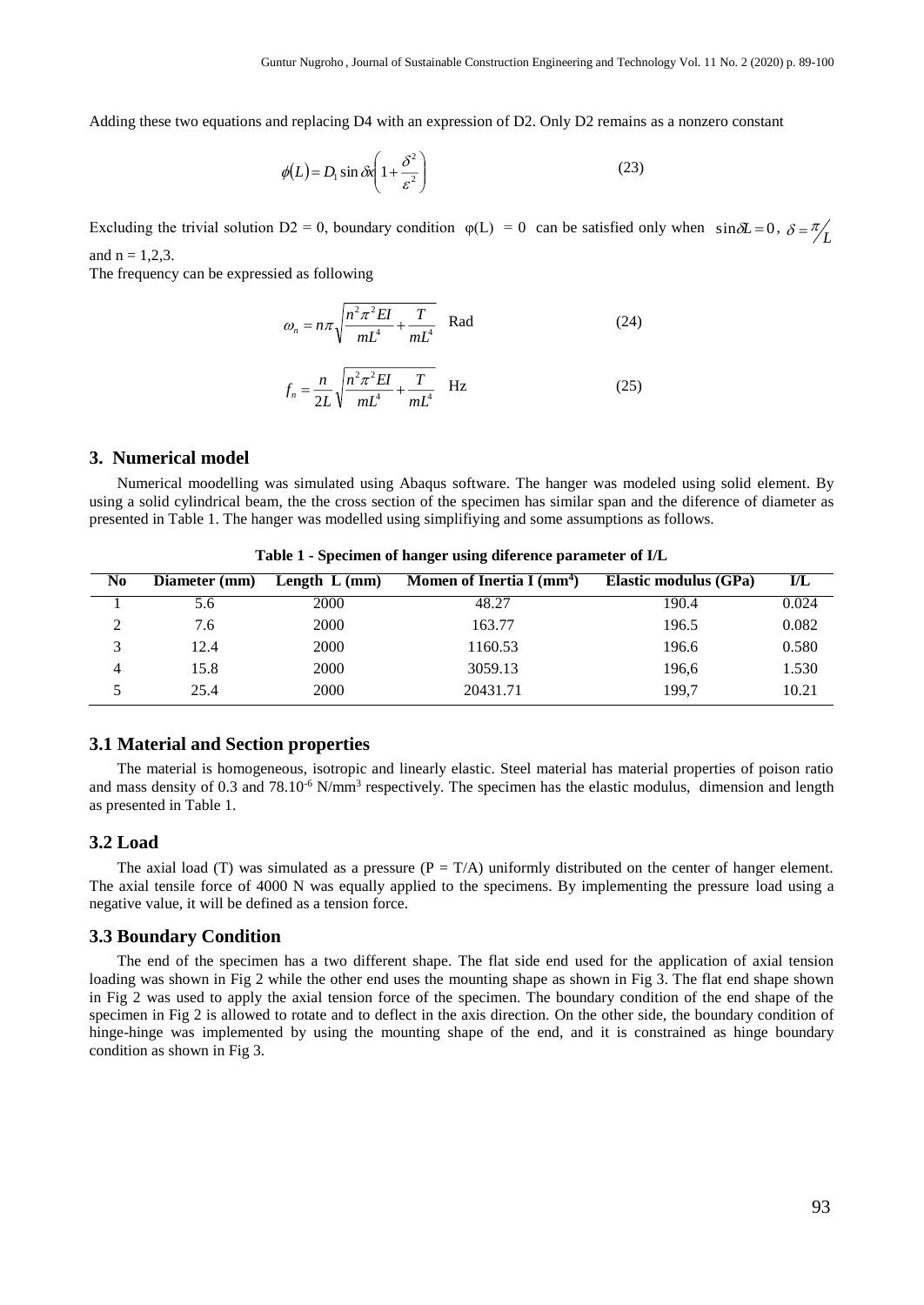Adding these two equations and replacing D4 with an expression of D2. Only D2 remains as a nonzero constant

$$\phi(L) = D_1 \sin \delta x \left(1 + \frac{\delta^2}{\varepsilon^2}\right) \tag{23}$$

Excluding the trivial solution D2 = 0, boundary condition φ(L) = 0 can be satisfied only when $\sin \delta L = 0$, $\delta = \pi / L$ and n = 1,2,3.

The frequency can be expressied as following

$$\omega_n = n\pi \sqrt{\frac{n^2 \pi^2 EI}{mL^4} + \frac{T}{mL^4}} \quad \text{Rad} \tag{24}$$

$$f_n = \frac{n}{2L} \sqrt{\frac{n^2 \pi^2 EI}{mL^4} + \frac{T}{mL^4}} \quad \text{Hz} \tag{25}$$

## 3. Numerical model

Numerical moodelling was simulated using Abaqus software. The hanger was modeled using solid element. By using a solid cylindrical beam, the the cross section of the specimen has similar span and the diference of diameter as presented in Table 1. The hanger was modelled using simplifiying and some assumptions as follows.

**Table 1 - Specimen of hanger using diference parameter of I/L**

| No | Diameter (mm) | Length L (mm) | Momen of Inertia I ($mm^4$) | Elastic modulus (GPa) | I/L |
|---|---|---|---|---|---|
| 1 | 5.6 | 2000 | 48.27 | 190.4 | 0.024 |
| 2 | 7.6 | 2000 | 163.77 | 196.5 | 0.082 |
| 3 | 12.4 | 2000 | 1160.53 | 196.6 | 0.580 |
| 4 | 15.8 | 2000 | 3059.13 | 196,6 | 1.530 |
| 5 | 25.4 | 2000 | 20431.71 | 199,7 | 10.21 |

### 3.1 Material and Section properties

The material is homogeneous, isotropic and linearly elastic. Steel material has material properties of poison ratio and mass density of 0.3 and $78.10^{-6}$ $N/mm^3$ respectively. The specimen has the elastic modulus, dimension and length as presented in Table 1.

### 3.2 Load

The axial load (T) was simulated as a pressure (P = T/A) uniformly distributed on the center of hanger element. The axial tensile force of 4000 N was equally applied to the specimens. By implementing the pressure load using a negative value, it will be defined as a tension force.

### 3.3 Boundary Condition

The end of the specimen has a two different shape. The flat side end used for the application of axial tension loading was shown in Fig 2 while the other end uses the mounting shape as shown in Fig 3. The flat end shape shown in Fig 2 was used to apply the axial tension force of the specimen. The boundary condition of the end shape of the specimen in Fig 2 is allowed to rotate and to deflect in the axis direction. On the other side, the boundary condition of hinge-hinge was implemented by using the mounting shape of the end, and it is constrained as hinge boundary condition as shown in Fig 3.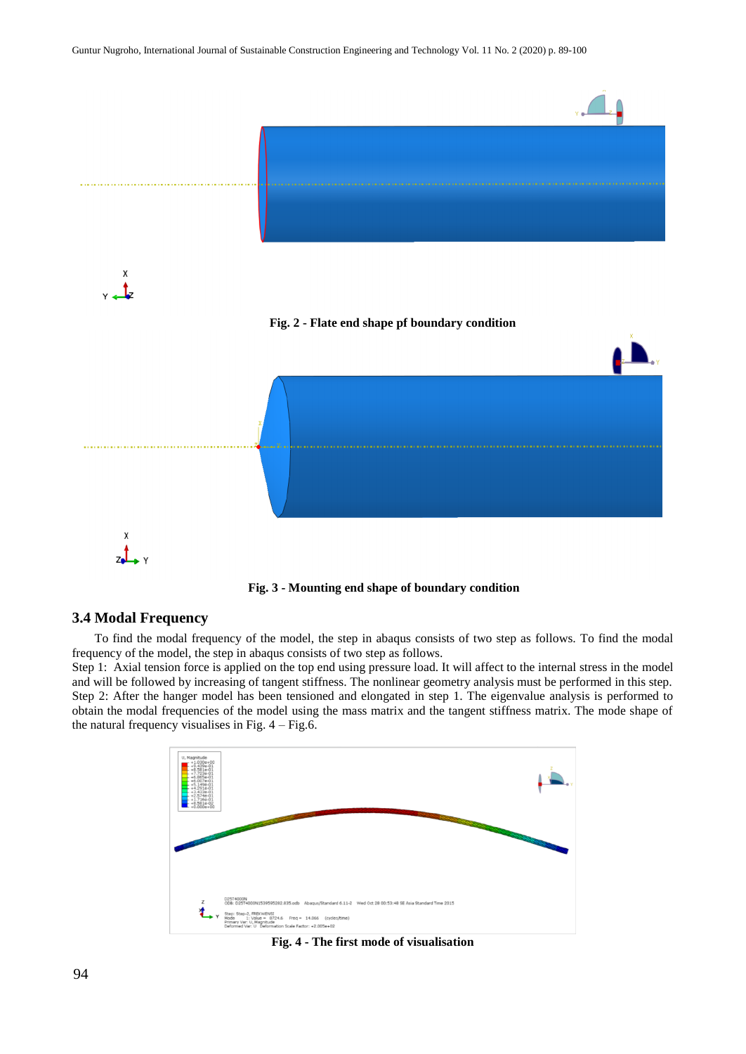Fig. 2 - Flate end shape pf boundary condition

Fig. 3 - Mounting end shape of boundary condition

### 3.4 Modal Frequency

To find the modal frequency of the model, the step in abaqus consists of two step as follows. To find the modal frequency of the model, the step in abaqus consists of two step as follows.

Step 1: Axial tension force is applied on the top end using pressure load. It will affect to the internal stress in the model and will be followed by increasing of tangent stiffness. The nonlinear geometry analysis must be performed in this step.

Step 2: After the hanger model has been tensioned and elongated in step 1. The eigenvalue analysis is performed to obtain the modal frequencies of the model using the mass matrix and the tangent stiffness matrix. The mode shape of the natural frequency visualises in Fig. 4 – Fig.6.

Fig. 4 - The first mode of visualisation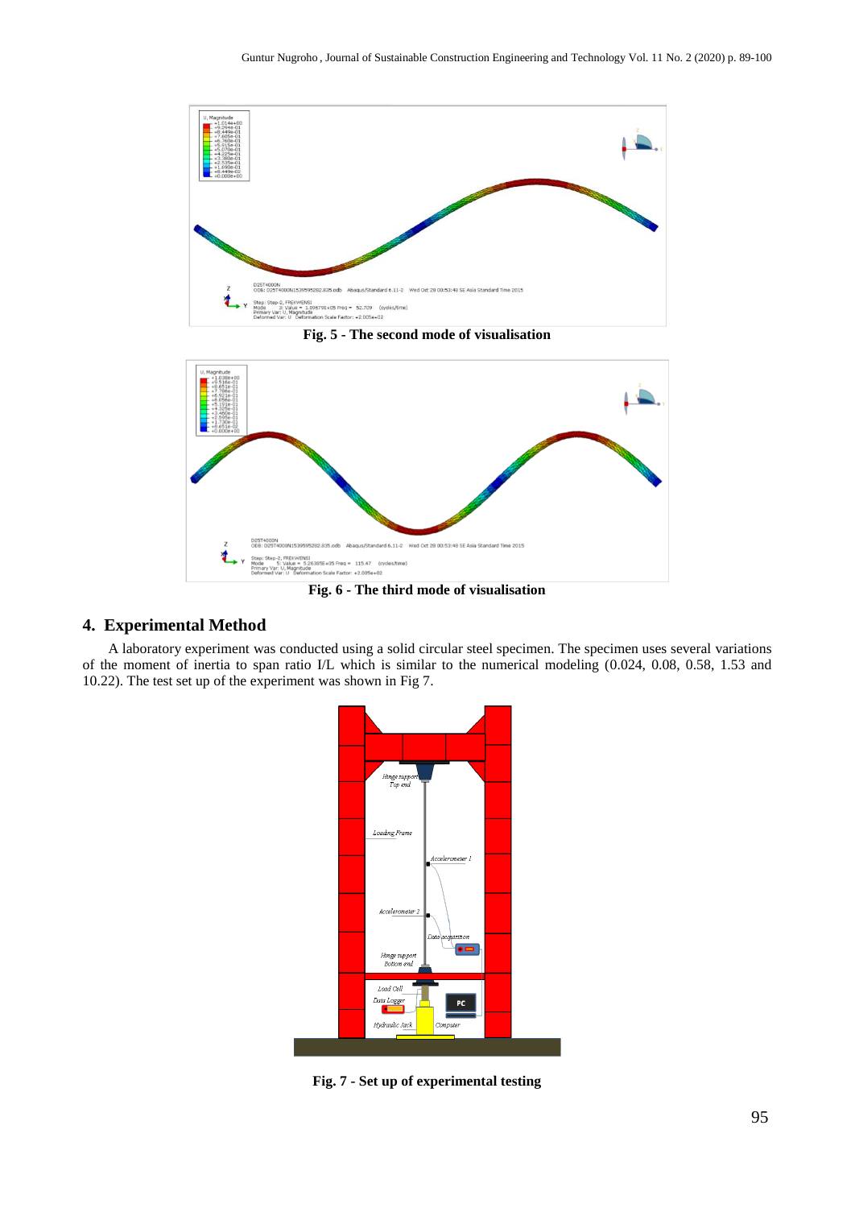Fig. 5 - The second mode of visualisation

Fig. 6 - The third mode of visualisation

## 4. Experimental Method

A laboratory experiment was conducted using a solid circular steel specimen. The specimen uses several variations of the moment of inertia to span ratio I/L which is similar to the numerical modeling (0.024, 0.08, 0.58, 1.53 and 10.22). The test set up of the experiment was shown in Fig 7.

Fig. 7 - Set up of experimental testing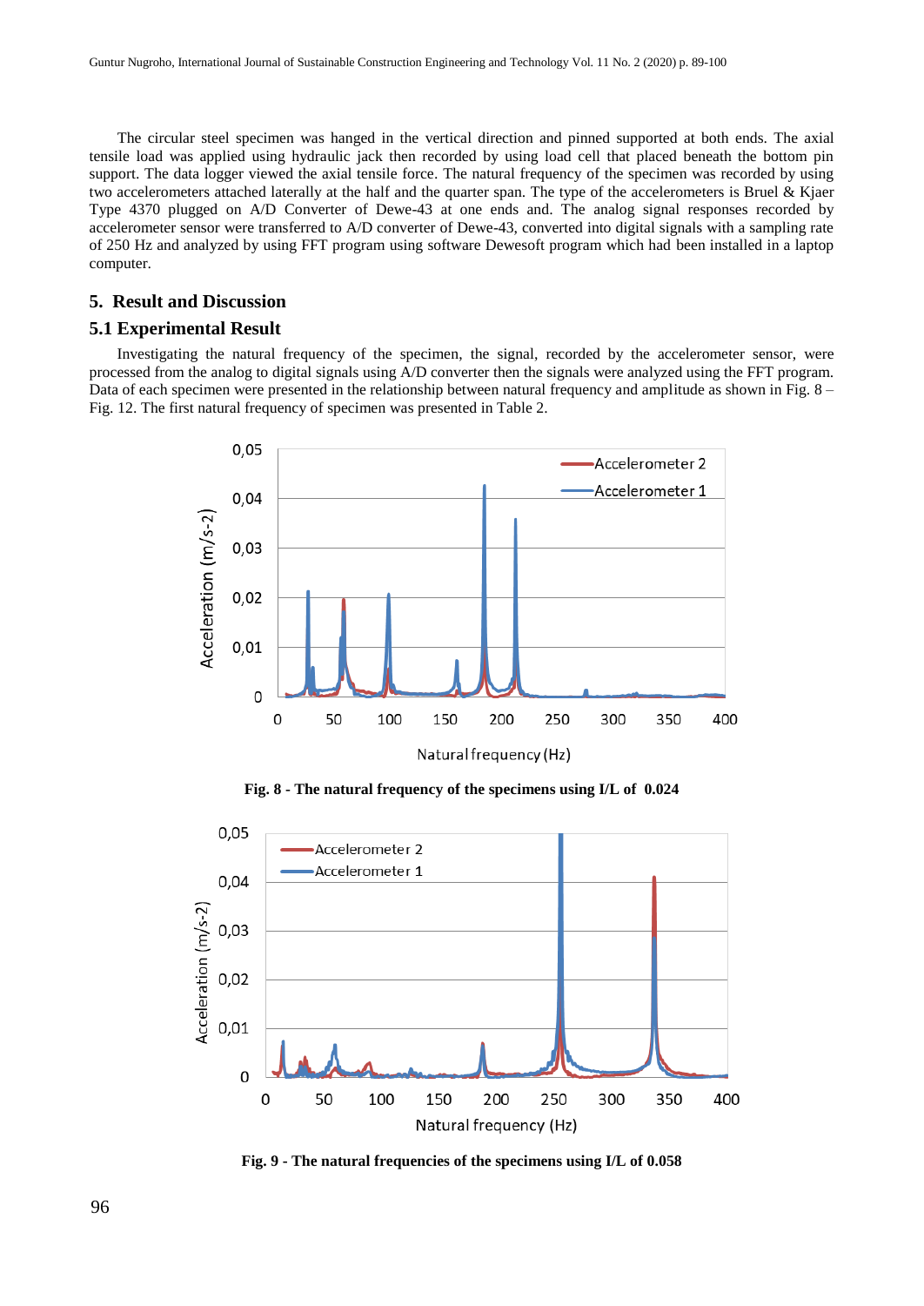The circular steel specimen was hanged in the vertical direction and pinned supported at both ends. The axial tensile load was applied using hydraulic jack then recorded by using load cell that placed beneath the bottom pin support. The data logger viewed the axial tensile force. The natural frequency of the specimen was recorded by using two accelerometers attached laterally at the half and the quarter span. The type of the accelerometers is Bruel & Kjaer Type 4370 plugged on A/D Converter of Dewe-43 at one ends and. The analog signal responses recorded by accelerometer sensor were transferred to A/D converter of Dewe-43, converted into digital signals with a sampling rate of 250 Hz and analyzed by using FFT program using software Dewesoft program which had been installed in a laptop computer.

## 5. Result and Discussion

### 5.1 Experimental Result

Investigating the natural frequency of the specimen, the signal, recorded by the accelerometer sensor, were processed from the analog to digital signals using A/D converter then the signals were analyzed using the FFT program. Data of each specimen were presented in the relationship between natural frequency and amplitude as shown in Fig. 8 – Fig. 12. The first natural frequency of specimen was presented in Table 2.

**Fig. 8 - The natural frequency of the specimens using I/L of 0.024**

**Fig. 9 - The natural frequencies of the specimens using I/L of 0.058**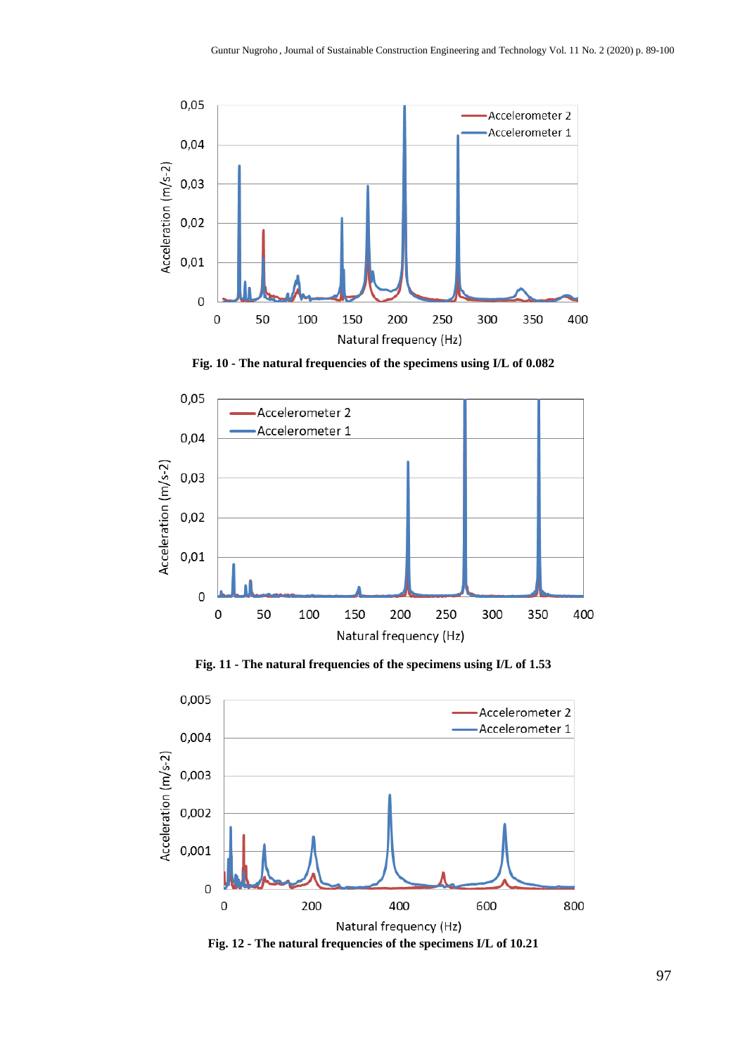Fig. 10 - The natural frequencies of the specimens using I/L of 0.082

Fig. 11 - The natural frequencies of the specimens using I/L of 1.53

Fig. 12 - The natural frequencies of the specimens I/L of 10.21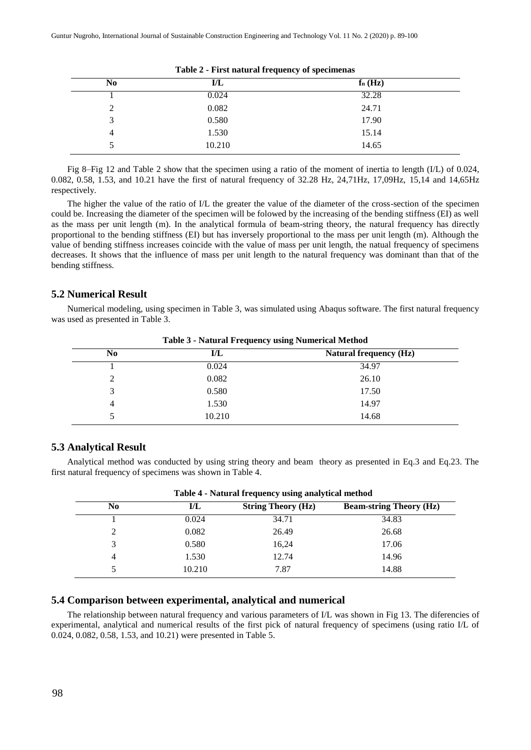**Table 2 - First natural frequency of specimenas**

| No | I/L | $f_n$ (Hz) |
|---|---|---|
| 1 | 0.024 | 32.28 |
| 2 | 0.082 | 24.71 |
| 3 | 0.580 | 17.90 |
| 4 | 1.530 | 15.14 |
| 5 | 10.210 | 14.65 |

Fig 8–Fig 12 and Table 2 show that the specimen using a ratio of the moment of inertia to length (I/L) of 0.024, 0.082, 0.58, 1.53, and 10.21 have the first of natural frequency of 32.28 Hz, 24,71Hz, 17,09Hz, 15,14 and 14,65Hz respectively.

The higher the value of the ratio of I/L the greater the value of the diameter of the cross-section of the specimen could be. Increasing the diameter of the specimen will be folowed by the increasing of the bending stiffness (EI) as well as the mass per unit length (m). In the analytical formula of beam-string theory, the natural frequency has directly proportional to the bending stiffness (EI) but has inversely proportional to the mass per unit length (m). Although the value of bending stiffness increases coincide with the value of mass per unit length, the natual frequency of specimens decreases. It shows that the influence of mass per unit length to the natural frequency was dominant than that of the bending stiffness.

## 5.2 Numerical Result

Numerical modeling, using specimen in Table 3, was simulated using Abaqus software. The first natural frequency was used as presented in Table 3.

**Table 3 - Natural Frequency using Numerical Method**

| No | I/L | Natural frequency (Hz) |
|---|---|---|
| 1 | 0.024 | 34.97 |
| 2 | 0.082 | 26.10 |
| 3 | 0.580 | 17.50 |
| 4 | 1.530 | 14.97 |
| 5 | 10.210 | 14.68 |

## 5.3 Analytical Result

Analytical method was conducted by using string theory and beam theory as presented in Eq.3 and Eq.23. The first natural frequency of specimens was shown in Table 4.

**Table 4 - Natural frequency using analytical method**

| No | I/L | String Theory (Hz) | Beam-string Theory (Hz) |
|---|---|---|---|
| 1 | 0.024 | 34.71 | 34.83 |
| 2 | 0.082 | 26.49 | 26.68 |
| 3 | 0.580 | 16,24 | 17.06 |
| 4 | 1.530 | 12.74 | 14.96 |
| 5 | 10.210 | 7.87 | 14.88 |

## 5.4 Comparison between experimental, analytical and numerical

The relationship between natural frequency and various parameters of I/L was shown in Fig 13. The diferencies of experimental, analytical and numerical results of the first pick of natural frequency of specimens (using ratio I/L of 0.024, 0.082, 0.58, 1.53, and 10.21) were presented in Table 5.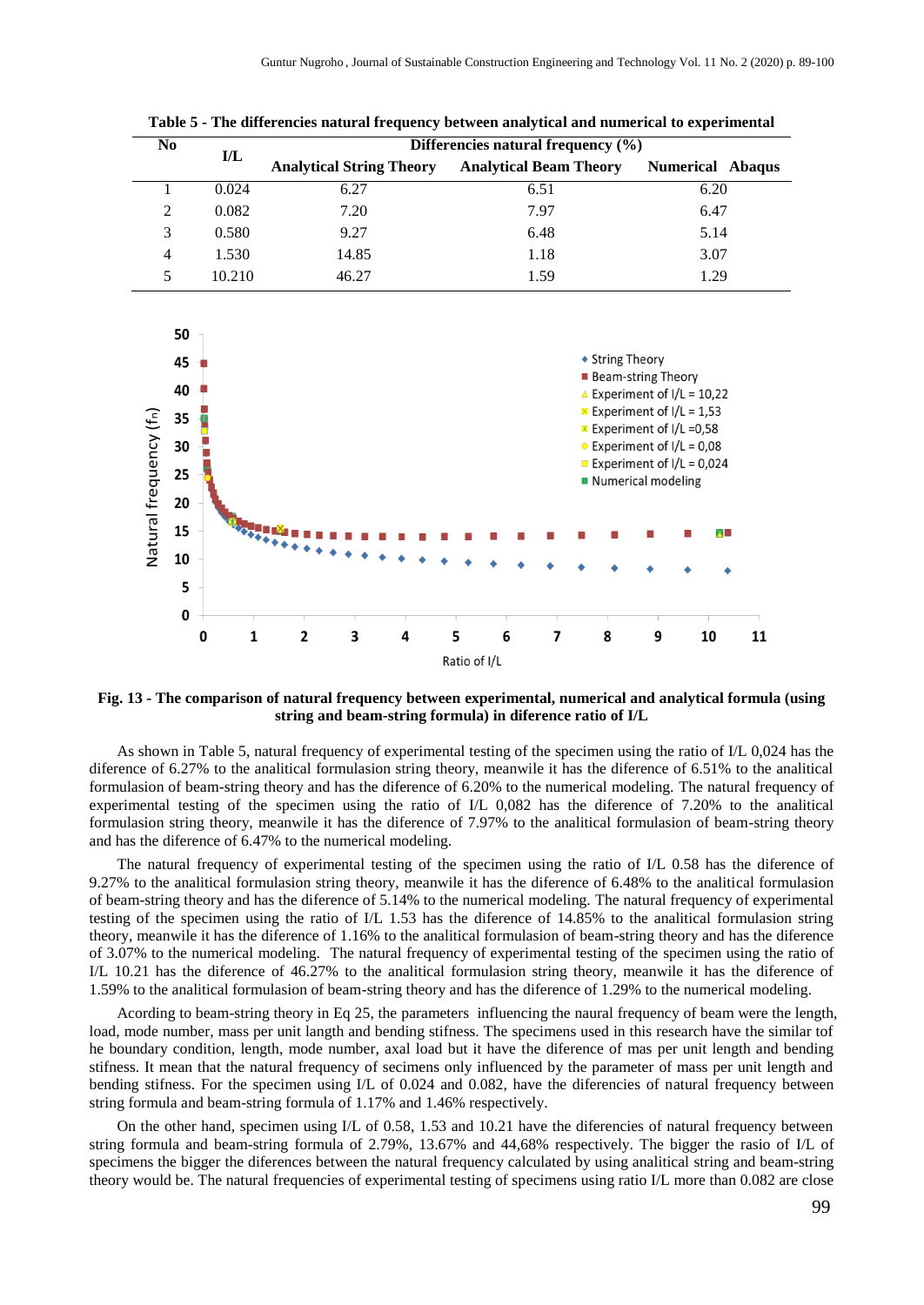**Table 5 - The differencies natural frequency between analytical and numerical to experimental**

| No | I/L | Differencies natural frequency (%) | | |
|---|---|---|---|---|
| | | Analytical String Theory | Analytical Beam Theory | Numerical Abaqus |
| 1 | 0.024 | 6.27 | 6.51 | 6.20 |
| 2 | 0.082 | 7.20 | 7.97 | 6.47 |
| 3 | 0.580 | 9.27 | 6.48 | 5.14 |
| 4 | 1.530 | 14.85 | 1.18 | 3.07 |
| 5 | 10.210 | 46.27 | 1.59 | 1.29 |

**Fig. 13 - The comparison of natural frequency between experimental, numerical and analytical formula (using string and beam-string formula) in diference ratio of I/L**

As shown in Table 5, natural frequency of experimental testing of the specimen using the ratio of I/L 0,024 has the diference of 6.27% to the analitical formulasion string theory, meanwile it has the diference of 6.51% to the analitical formulasion of beam-string theory and has the diference of 6.20% to the numerical modeling. The natural frequency of experimental testing of the specimen using the ratio of I/L 0,082 has the diference of 7.20% to the analitical formulasion string theory, meanwile it has the diference of 7.97% to the analitical formulasion of beam-string theory and has the diference of 6.47% to the numerical modeling.

The natural frequency of experimental testing of the specimen using the ratio of I/L 0.58 has the diference of 9.27% to the analitical formulasion string theory, meanwile it has the diference of 6.48% to the analitical formulasion of beam-string theory and has the diference of 5.14% to the numerical modeling. The natural frequency of experimental testing of the specimen using the ratio of I/L 1.53 has the diference of 14.85% to the analitical formulasion string theory, meanwile it has the diference of 1.16% to the analitical formulasion of beam-string theory and has the diference of 3.07% to the numerical modeling. The natural frequency of experimental testing of the specimen using the ratio of I/L 10.21 has the diference of 46.27% to the analitical formulasion string theory, meanwile it has the diference of 1.59% to the analitical formulasion of beam-string theory and has the diference of 1.29% to the numerical modeling.

Acording to beam-string theory in Eq 25, the parameters influencing the naural frequency of beam were the length, load, mode number, mass per unit langth and bending stifness. The specimens used in this research have the similar tof he boundary condition, length, mode number, axal load but it have the diference of mas per unit length and bending stifness. It mean that the natural frequency of secimens only influenced by the parameter of mass per unit length and bending stifness. For the specimen using I/L of 0.024 and 0.082, have the diferencies of natural frequency between string formula and beam-string formula of 1.17% and 1.46% respectively.

On the other hand, specimen using I/L of 0.58, 1.53 and 10.21 have the diferencies of natural frequency between string formula and beam-string formula of 2.79%, 13.67% and 44,68% respectively. The bigger the rasio of I/L of specimens the bigger the diferences between the natural frequency calculated by using analitical string and beam-string theory would be. The natural frequencies of experimental testing of specimens using ratio I/L more than 0.082 are close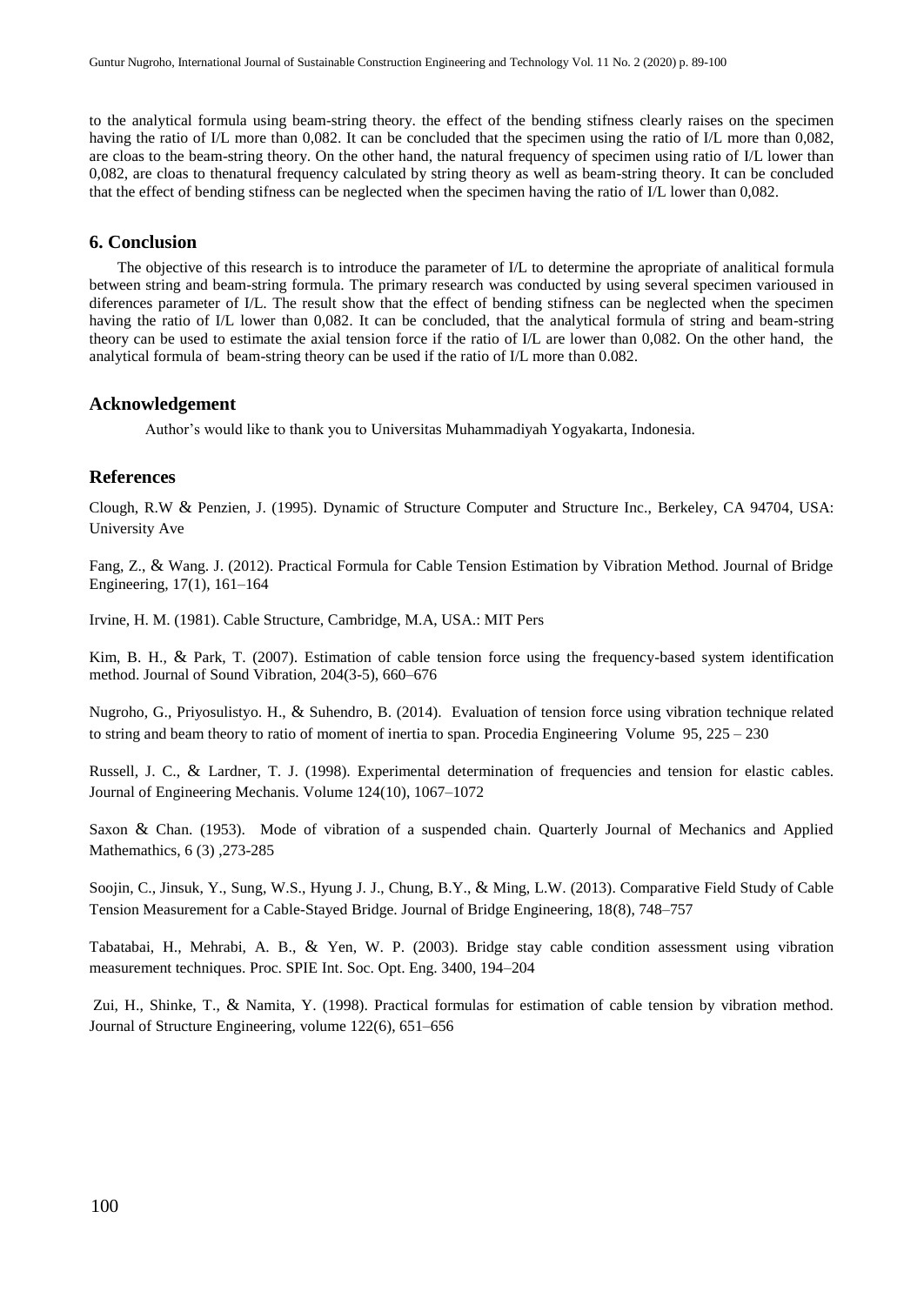to the analytical formula using beam-string theory. the effect of the bending stifness clearly raises on the specimen having the ratio of I/L more than 0,082. It can be concluded that the specimen using the ratio of I/L more than 0,082, are cloas to the beam-string theory. On the other hand, the natural frequency of specimen using ratio of I/L lower than 0,082, are cloas to thenatural frequency calculated by string theory as well as beam-string theory. It can be concluded that the effect of bending stifness can be neglected when the specimen having the ratio of I/L lower than 0,082.

## 6. Conclusion

The objective of this research is to introduce the parameter of I/L to determine the apropriate of analitical formula between string and beam-string formula. The primary research was conducted by using several specimen varioused in diferences parameter of I/L. The result show that the effect of bending stifness can be neglected when the specimen having the ratio of I/L lower than 0,082. It can be concluded, that the analytical formula of string and beam-string theory can be used to estimate the axial tension force if the ratio of I/L are lower than 0,082. On the other hand, the analytical formula of beam-string theory can be used if the ratio of I/L more than 0.082.

## Acknowledgement

Author's would like to thank you to Universitas Muhammadiyah Yogyakarta, Indonesia.

## References

Clough, R.W & Penzien, J. (1995). Dynamic of Structure Computer and Structure Inc., Berkeley, CA 94704, USA: University Ave

Fang, Z., & Wang. J. (2012). Practical Formula for Cable Tension Estimation by Vibration Method. Journal of Bridge Engineering, 17(1), 161–164

Irvine, H. M. (1981). Cable Structure, Cambridge, M.A, USA.: MIT Pers

Kim, B. H., & Park, T. (2007). Estimation of cable tension force using the frequency-based system identification method. Journal of Sound Vibration, 204(3-5), 660–676

Nugroho, G., Priyosulistyo. H., & Suhendro, B. (2014). Evaluation of tension force using vibration technique related to string and beam theory to ratio of moment of inertia to span. Procedia Engineering Volume 95, 225 – 230

Russell, J. C., & Lardner, T. J. (1998). Experimental determination of frequencies and tension for elastic cables. Journal of Engineering Mechanis. Volume 124(10), 1067–1072

Saxon & Chan. (1953). Mode of vibration of a suspended chain. Quarterly Journal of Mechanics and Applied Mathemathics, 6 (3) ,273-285

Soojin, C., Jinsuk, Y., Sung, W.S., Hyung J. J., Chung, B.Y., & Ming, L.W. (2013). Comparative Field Study of Cable Tension Measurement for a Cable-Stayed Bridge. Journal of Bridge Engineering, 18(8), 748–757

Tabatabai, H., Mehrabi, A. B., & Yen, W. P. (2003). Bridge stay cable condition assessment using vibration measurement techniques. Proc. SPIE Int. Soc. Opt. Eng. 3400, 194–204

Zui, H., Shinke, T., & Namita, Y. (1998). Practical formulas for estimation of cable tension by vibration method. Journal of Structure Engineering, volume 122(6), 651–656